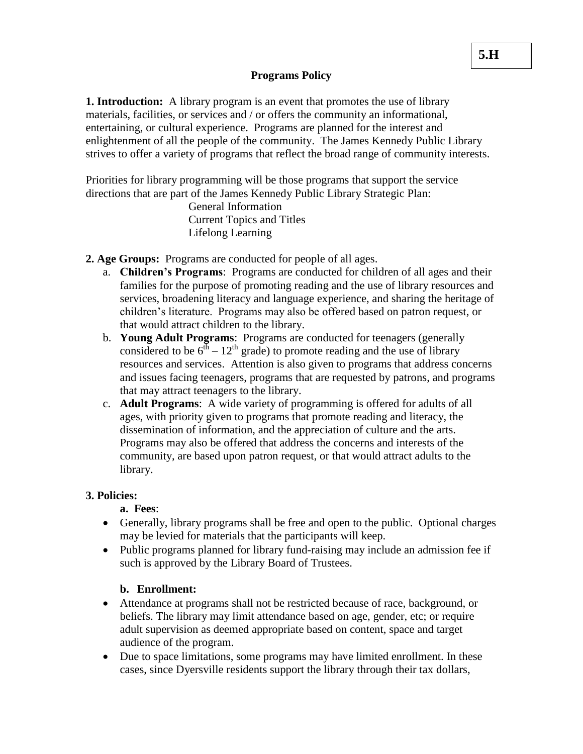**5.H**

# Programs Policy

**1. Introduction:** A library program is an event that promotes the use of library materials, facilities, or services and / or offers the community an informational, entertaining, or cultural experience. Programs are planned for the interest and enlightenment of all the people of the community. The James Kennedy Public Library strives to offer a variety of programs that reflect the broad range of community interests.

Priorities for library programming will be those programs that support the service directions that are part of the James Kennedy Public Library Strategic Plan:

General Information
Current Topics and Titles
Lifelong Learning

**2. Age Groups:** Programs are conducted for people of all ages.

a. **Children's Programs**: Programs are conducted for children of all ages and their families for the purpose of promoting reading and the use of library resources and services, broadening literacy and language experience, and sharing the heritage of children's literature. Programs may also be offered based on patron request, or that would attract children to the library.

b. **Young Adult Programs**: Programs are conducted for teenagers (generally considered to be 6th – 12th grade) to promote reading and the use of library resources and services. Attention is also given to programs that address concerns and issues facing teenagers, programs that are requested by patrons, and programs that may attract teenagers to the library.

c. **Adult Programs**: A wide variety of programming is offered for adults of all ages, with priority given to programs that promote reading and literacy, the dissemination of information, and the appreciation of culture and the arts. Programs may also be offered that address the concerns and interests of the community, are based upon patron request, or that would attract adults to the library.

**3. Policies:**

**a. Fees**:

- Generally, library programs shall be free and open to the public. Optional charges may be levied for materials that the participants will keep.
- Public programs planned for library fund-raising may include an admission fee if such is approved by the Library Board of Trustees.

**b. Enrollment:**

- Attendance at programs shall not be restricted because of race, background, or beliefs. The library may limit attendance based on age, gender, etc; or require adult supervision as deemed appropriate based on content, space and target audience of the program.
- Due to space limitations, some programs may have limited enrollment. In these cases, since Dyersville residents support the library through their tax dollars,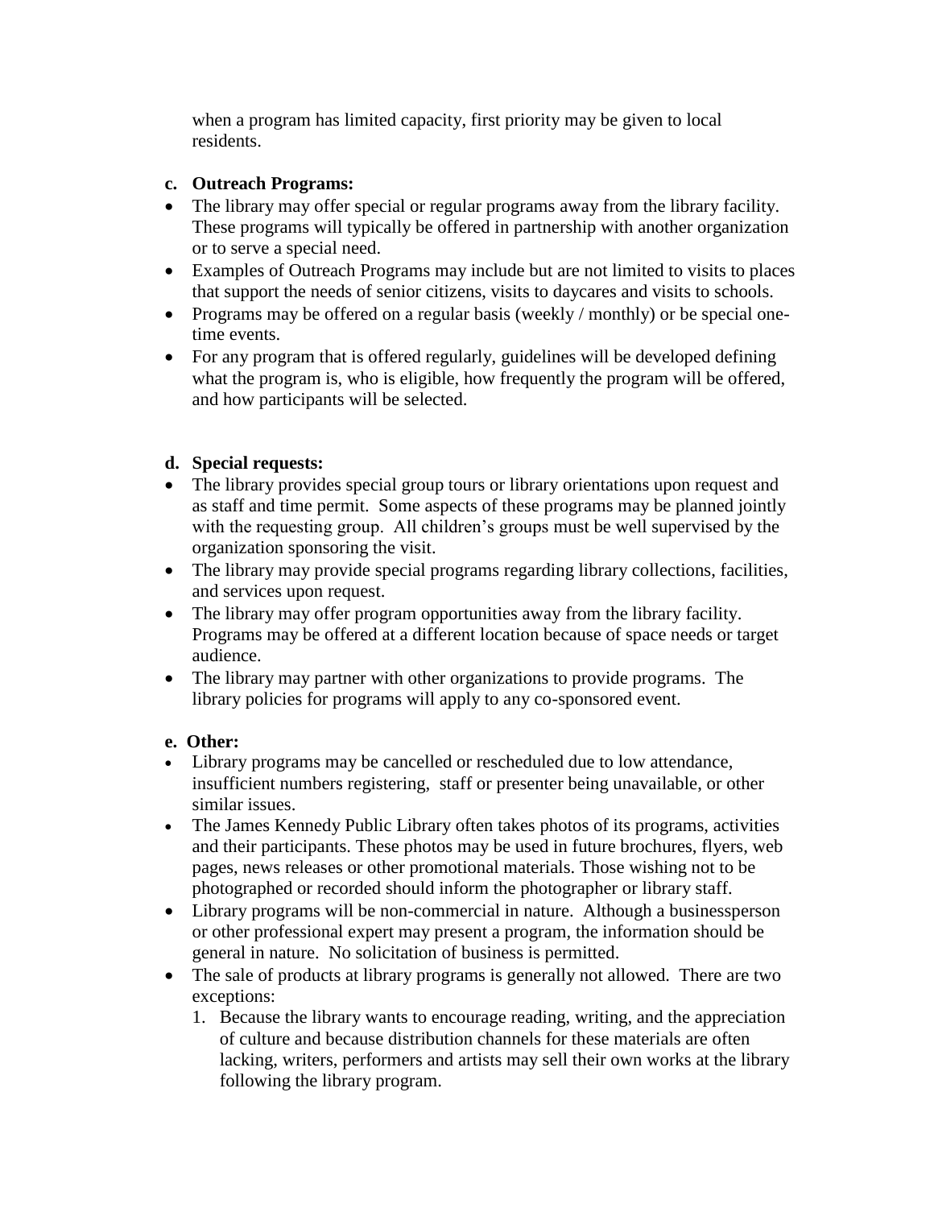when a program has limited capacity, first priority may be given to local residents.

**c. Outreach Programs:**

- The library may offer special or regular programs away from the library facility. These programs will typically be offered in partnership with another organization or to serve a special need.
- Examples of Outreach Programs may include but are not limited to visits to places that support the needs of senior citizens, visits to daycares and visits to schools.
- Programs may be offered on a regular basis (weekly / monthly) or be special one-time events.
- For any program that is offered regularly, guidelines will be developed defining what the program is, who is eligible, how frequently the program will be offered, and how participants will be selected.

**d. Special requests:**

- The library provides special group tours or library orientations upon request and as staff and time permit. Some aspects of these programs may be planned jointly with the requesting group. All children's groups must be well supervised by the organization sponsoring the visit.
- The library may provide special programs regarding library collections, facilities, and services upon request.
- The library may offer program opportunities away from the library facility. Programs may be offered at a different location because of space needs or target audience.
- The library may partner with other organizations to provide programs. The library policies for programs will apply to any co-sponsored event.

**e. Other:**

- Library programs may be cancelled or rescheduled due to low attendance, insufficient numbers registering, staff or presenter being unavailable, or other similar issues.
- The James Kennedy Public Library often takes photos of its programs, activities and their participants. These photos may be used in future brochures, flyers, web pages, news releases or other promotional materials. Those wishing not to be photographed or recorded should inform the photographer or library staff.
- Library programs will be non-commercial in nature. Although a businessperson or other professional expert may present a program, the information should be general in nature. No solicitation of business is permitted.
- The sale of products at library programs is generally not allowed. There are two exceptions:
  1. Because the library wants to encourage reading, writing, and the appreciation of culture and because distribution channels for these materials are often lacking, writers, performers and artists may sell their own works at the library following the library program.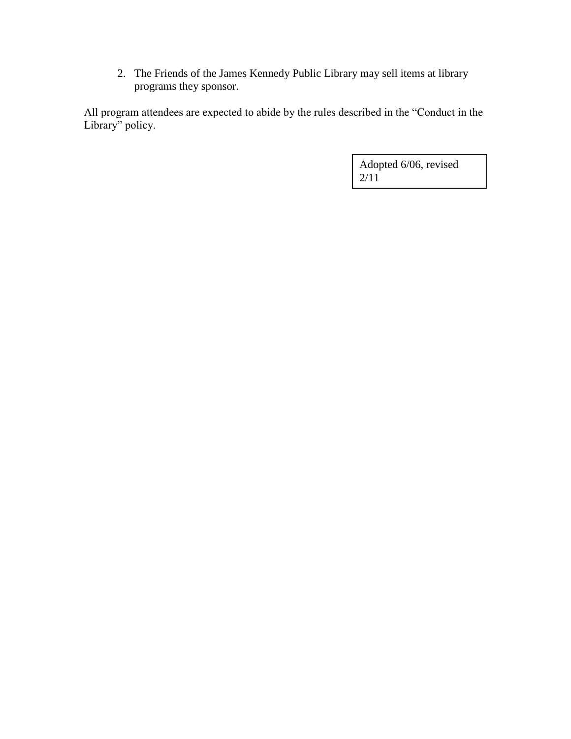2. The Friends of the James Kennedy Public Library may sell items at library programs they sponsor.

All program attendees are expected to abide by the rules described in the “Conduct in the Library” policy.

Adopted 6/06, revised 2/11